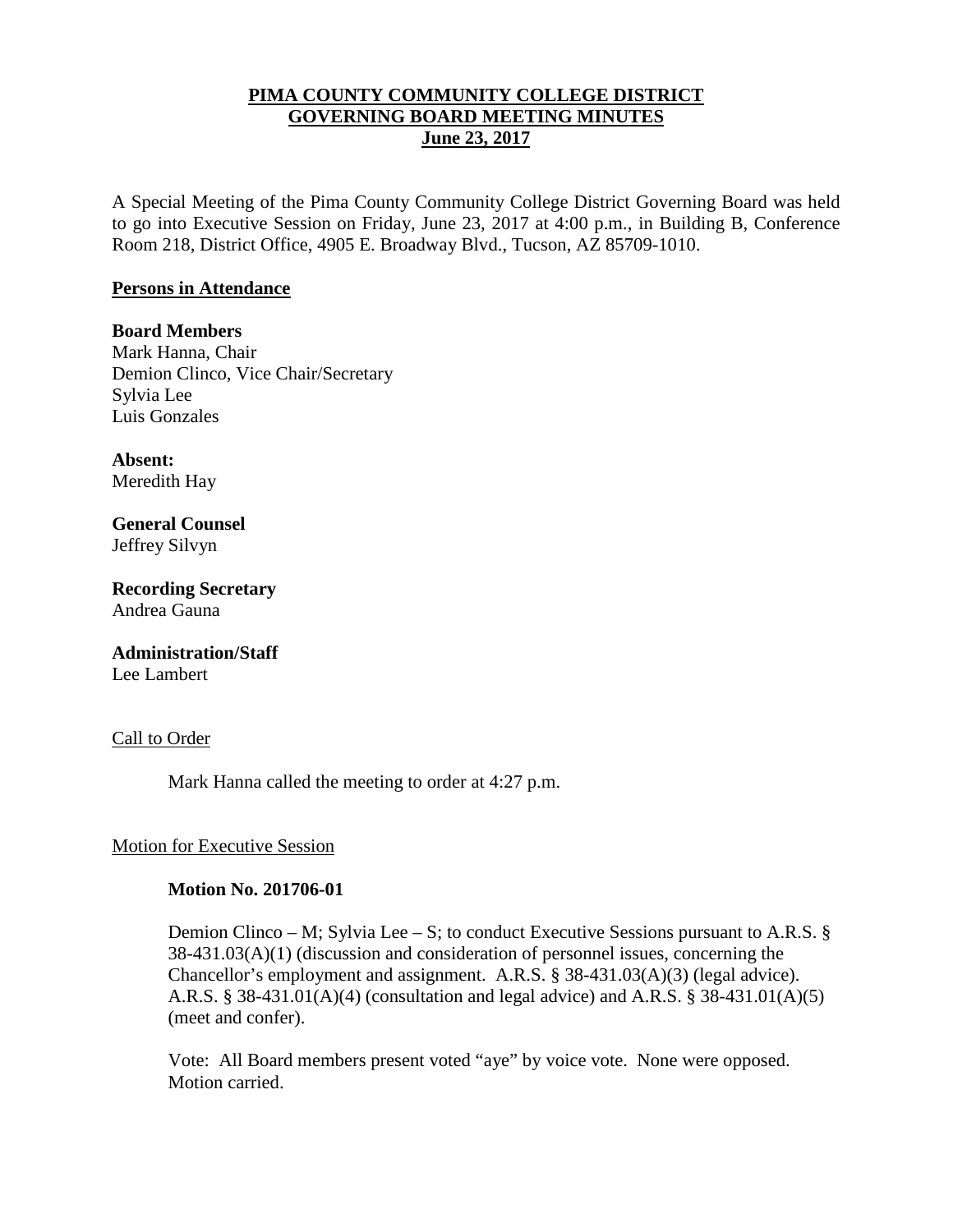# PIMA COUNTY COMMUNITY COLLEGE DISTRICT GOVERNING BOARD MEETING MINUTES

## June 23, 2017

A Special Meeting of the Pima County Community College District Governing Board was held to go into Executive Session on Friday, June 23, 2017 at 4:00 p.m., in Building B, Conference Room 218, District Office, 4905 E. Broadway Blvd., Tucson, AZ 85709-1010.

### Persons in Attendance

**Board Members**
Mark Hanna, Chair
Demion Clinco, Vice Chair/Secretary
Sylvia Lee
Luis Gonzales

**Absent:**
Meredith Hay

**General Counsel**
Jeffrey Silvyn

**Recording Secretary**
Andrea Gauna

**Administration/Staff**
Lee Lambert

### Call to Order

Mark Hanna called the meeting to order at 4:27 p.m.

### Motion for Executive Session

**Motion No. 201706-01**

Demion Clinco – M; Sylvia Lee – S; to conduct Executive Sessions pursuant to A.R.S. § 38-431.03(A)(1) (discussion and consideration of personnel issues, concerning the Chancellor's employment and assignment. A.R.S. § 38-431.03(A)(3) (legal advice). A.R.S. § 38-431.01(A)(4) (consultation and legal advice) and A.R.S. § 38-431.01(A)(5) (meet and confer).

Vote: All Board members present voted "aye" by voice vote. None were opposed. Motion carried.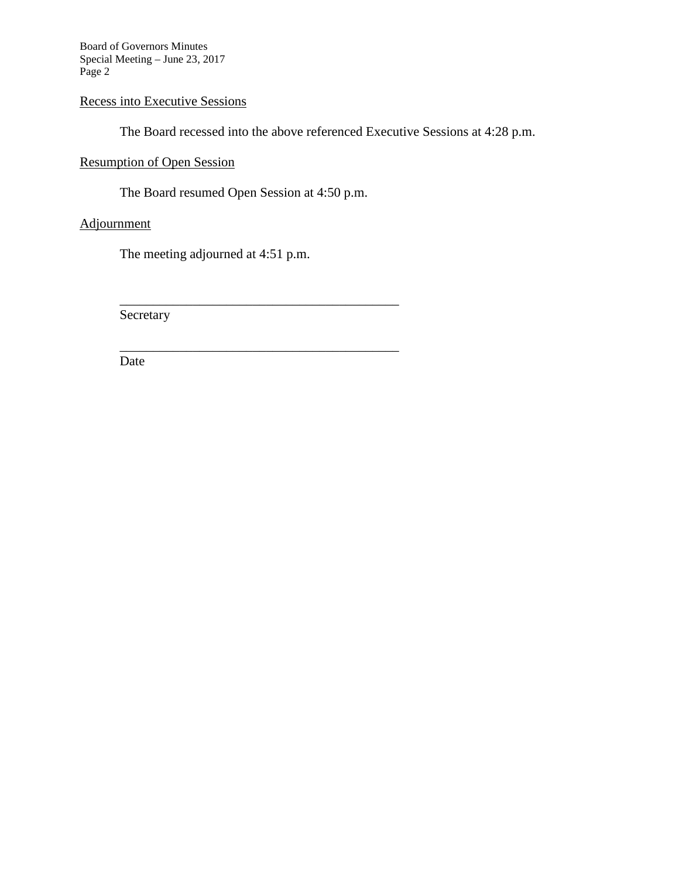## Recess into Executive Sessions

The Board recessed into the above referenced Executive Sessions at 4:28 p.m.

## Resumption of Open Session

The Board resumed Open Session at 4:50 p.m.

## Adjournment

The meeting adjourned at 4:51 p.m.

\_\_\_\_\_\_\_\_\_\_\_\_\_\_\_\_\_\_\_\_\_\_\_\_\_\_\_\_\_\_\_\_\_\_\_\_\_\_\_\_\_\_\_

Secretary

\_\_\_\_\_\_\_\_\_\_\_\_\_\_\_\_\_\_\_\_\_\_\_\_\_\_\_\_\_\_\_\_\_\_\_\_\_\_\_\_\_\_\_

Date